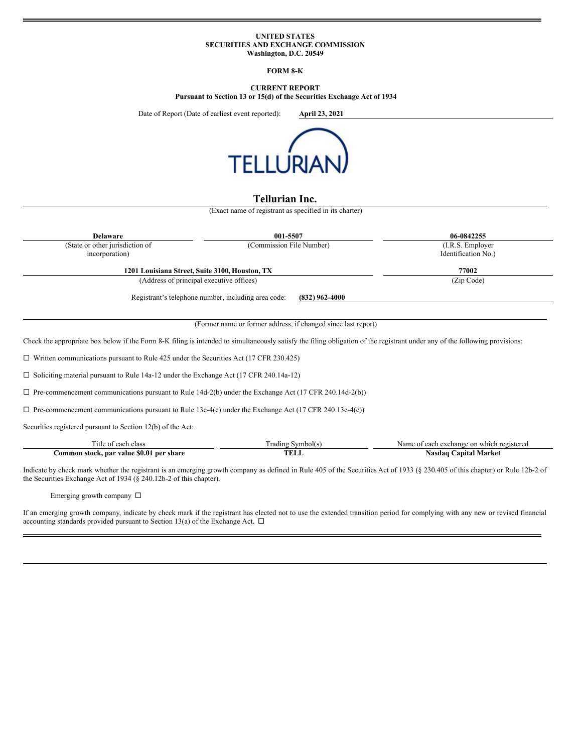**UNITED STATES**
**SECURITIES AND EXCHANGE COMMISSION**
**Washington, D.C. 20549**

**FORM 8-K**

**CURRENT REPORT**
**Pursuant to Section 13 or 15(d) of the Securities Exchange Act of 1934**

Date of Report (Date of earliest event reported): **April 23, 2021**

TELLURIAN

# Tellurian Inc.

(Exact name of registrant as specified in its charter)

| **Delaware** | **001-5507** | **06-0842255** |
|---|---|---|
| (State or other jurisdiction of incorporation) | (Commission File Number) | (I.R.S. Employer Identification No.) |

| **1201 Louisiana Street, Suite 3100, Houston, TX** | **77002** |
|---|---|
| (Address of principal executive offices) | (Zip Code) |

Registrant's telephone number, including area code: **(832) 962-4000**

(Former name or former address, if changed since last report)

Check the appropriate box below if the Form 8-K filing is intended to simultaneously satisfy the filing obligation of the registrant under any of the following provisions:

☐ Written communications pursuant to Rule 425 under the Securities Act (17 CFR 230.425)

☐ Soliciting material pursuant to Rule 14a-12 under the Exchange Act (17 CFR 240.14a-12)

☐ Pre-commencement communications pursuant to Rule 14d-2(b) under the Exchange Act (17 CFR 240.14d-2(b))

☐ Pre-commencement communications pursuant to Rule 13e-4(c) under the Exchange Act (17 CFR 240.13e-4(c))

Securities registered pursuant to Section 12(b) of the Act:

| Title of each class | Trading Symbol(s) | Name of each exchange on which registered |
|---|---|---|
| **Common stock, par value $0.01 per share** | **TELL** | **Nasdaq Capital Market** |

Indicate by check mark whether the registrant is an emerging growth company as defined in Rule 405 of the Securities Act of 1933 (§ 230.405 of this chapter) or Rule 12b-2 of the Securities Exchange Act of 1934 (§ 240.12b-2 of this chapter).

Emerging growth company ☐

If an emerging growth company, indicate by check mark if the registrant has elected not to use the extended transition period for complying with any new or revised financial accounting standards provided pursuant to Section 13(a) of the Exchange Act. ☐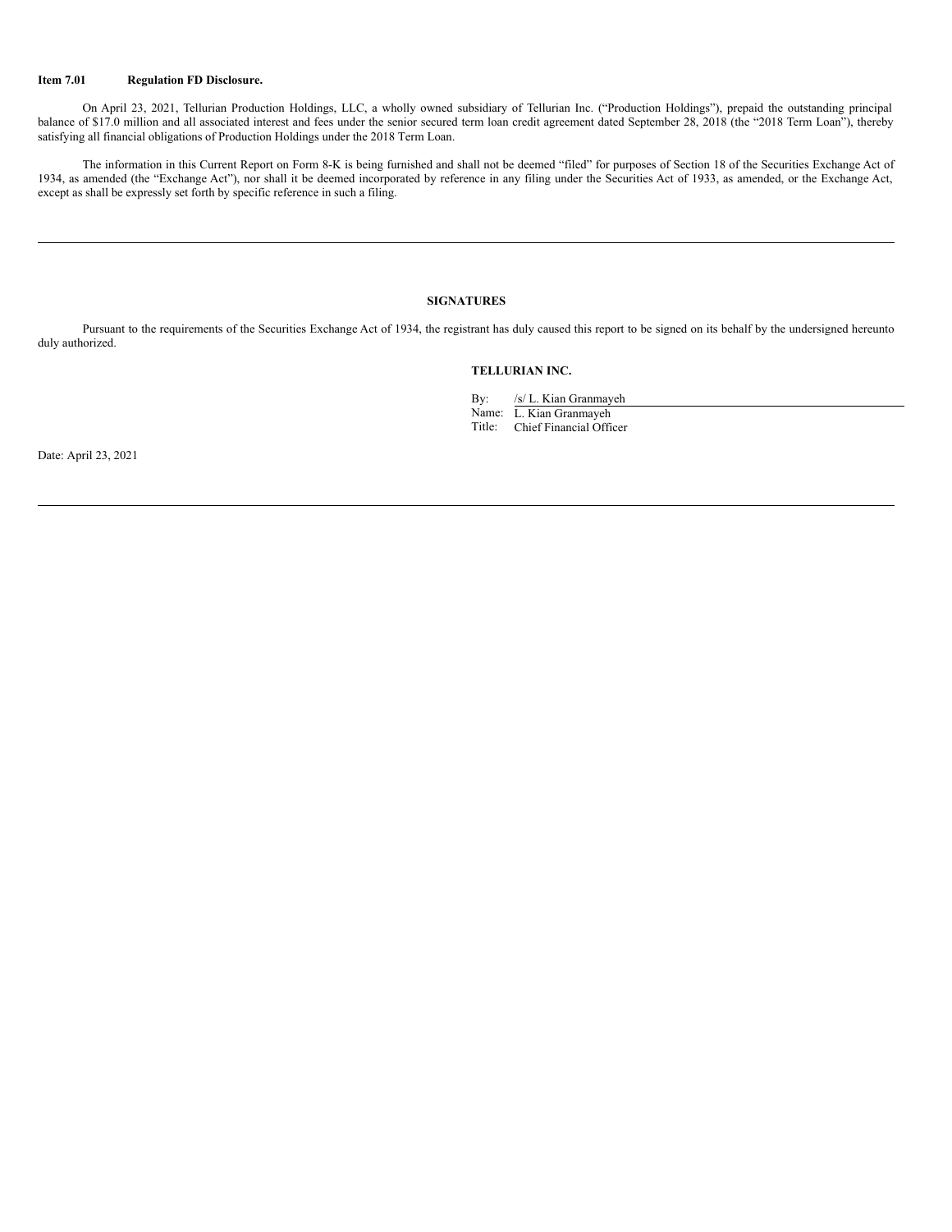**Item 7.01 Regulation FD Disclosure.**

On April 23, 2021, Tellurian Production Holdings, LLC, a wholly owned subsidiary of Tellurian Inc. (“Production Holdings”), prepaid the outstanding principal balance of $17.0 million and all associated interest and fees under the senior secured term loan credit agreement dated September 28, 2018 (the “2018 Term Loan”), thereby satisfying all financial obligations of Production Holdings under the 2018 Term Loan.

The information in this Current Report on Form 8-K is being furnished and shall not be deemed “filed” for purposes of Section 18 of the Securities Exchange Act of 1934, as amended (the “Exchange Act”), nor shall it be deemed incorporated by reference in any filing under the Securities Act of 1933, as amended, or the Exchange Act, except as shall be expressly set forth by specific reference in such a filing.

---

**SIGNATURES**

Pursuant to the requirements of the Securities Exchange Act of 1934, the registrant has duly caused this report to be signed on its behalf by the undersigned hereunto duly authorized.

**TELLURIAN INC.**

By: /s/ L. Kian Granmayeh
Name: L. Kian Granmayeh
Title: Chief Financial Officer

Date: April 23, 2021